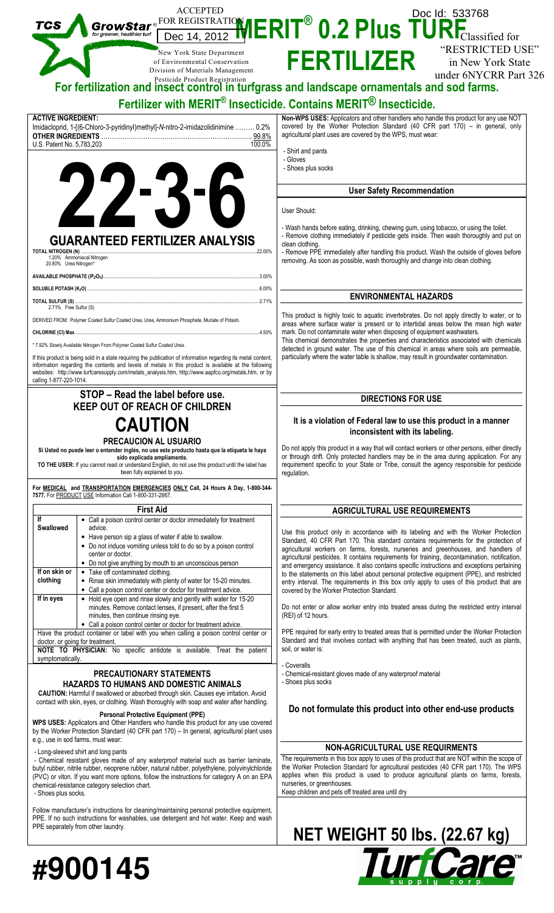TCS GrowStar® for greener, healthier turf

ACCEPTED FOR REGISTRATION
Dec 14, 2012
New York State Department of Environmental Conservation
Division of Materials Management
Pesticide Product Registration

Doc Id: 533768

# MERIT® 0.2 Plus TURF FERTILIZER

Classified for "RESTRICTED USE" in New York State under 6NYCRR Part 326

## For fertilization and insect control in turfgrass and landscape ornamentals and sod farms.

## Fertilizer with MERIT® Insecticide. Contains MERIT® Insecticide.

**ACTIVE INGREDIENT:**

| | |
|---|---|
| Imidacloprid, 1-[(6-Chloro-3-pyridinyl)methyl]-*N*-nitro-2-imidazolidinimine | 0.2% |
| **OTHER INGREDIENTS** | 99.8% |
| | 100.0% |

U.S. Patent No. 5,783,203

# 22-3-6

## GUARANTEED FERTILIZER ANALYSIS

| | |
|---|---|
| **TOTAL NITROGEN (N)** | 22.00% |
| 1.20% Ammoniacal Nitrogen | |
| 20.80% Urea Nitrogen* | |
| **AVAILABLE PHOSPHATE ($P_2O_5$)** | 3.00% |
| **SOLUBLE POTASH ($K_2O$)** | 6.00% |
| **TOTAL SULFUR (S)** | 2.71% |
| 2.71% Free Sulfur (S) | |

DERIVED FROM: Polymer Coated Sulfur Coated Urea, Urea, Ammonium Phosphate, Muriate of Potash.

**CHLORINE (Cl) Max** ........ 4.50%

\* 7.92% Slowly Available Nitrogen From Polymer Coated Sulfur Coated Urea.

If this product is being sold in a state requiring the publication of information regarding its metal content, information regarding the contents and levels of metals in this product is available at the following websites: http://www.turfcaresupply.com/metals_analysis.htm, http://www.aapfco.org/metals.htm, or by calling 1-877-220-1014.

## STOP – Read the label before use.
## KEEP OUT OF REACH OF CHILDREN

# CAUTION

### PRECAUCION AL USUARIO

**Si Usted no puede leer o entender inglés, no use este producto hasta que la etiqueta le haya sido explicada ampliamente.**

**TO THE USER:** If you cannot read or understand English, do not use this product until the label has been fully explained to you.

**For MEDICAL and TRANSPORTATION EMERGENCIES ONLY Call, 24 Hours A Day, 1-800-344-7577.** For PRODUCT USE Information Call 1-800-331-2867.

| First Aid | |
|---|---|
| **If Swallowed** | • Call a poison control center or doctor immediately for treatment advice.<br>• Have person sip a glass of water if able to swallow.<br>• Do not induce vomiting unless told to do so by a poison control center or doctor.<br>• Do not give anything by mouth to an unconscious person |
| **If on skin or clothing** | • Take off contaminated clothing.<br>• Rinse skin immediately with plenty of water for 15-20 minutes.<br>• Call a poison control center or doctor for treatment advice. |
| **If in eyes** | • Hold eye open and rinse slowly and gently with water for 15-20 minutes. Remove contact lenses, if present, after the first 5 minutes, then continue rinsing eye.<br>• Call a poison control center or doctor for treatment advice. |
| Have the product container or label with you when calling a poison control center or doctor, or going for treatment. | |
| **NOTE TO PHYSICIAN:** No specific antidote is available. Treat the patient symptomatically. | |

## PRECAUTIONARY STATEMENTS
## HAZARDS TO HUMANS AND DOMESTIC ANIMALS

**CAUTION:** Harmful if swallowed or absorbed through skin. Causes eye irritation. Avoid contact with skin, eyes, or clothing. Wash thoroughly with soap and water after handling.

### Personal Protective Equipment (PPE)

**WPS USES:** Applicators and Other Handlers who handle this product for any use covered by the Worker Protection Standard (40 CFR part 170) – In general, agricultural plant uses e.g., use in sod farms, must wear:

- Long-sleeved shirt and long pants
- Chemical resistant gloves made of any waterproof material such as barrier laminate, butyl rubber, nitrile rubber, neoprene rubber, natural rubber, polyethylene, polyvinylchloride (PVC) or viton. If you want more options, follow the instructions for category A on an EPA chemical-resistance category selection chart.
- Shoes plus socks.

Follow manufacturer's instructions for cleaning/maintaining personal protective equipment, PPE. If no such instructions for washables, use detergent and hot water. Keep and wash PPE separately from other laundry.

**Non-WPS USES:** Applicators and other handlers who handle this product for any use NOT covered by the Worker Protection Standard (40 CFR part 170) – in general, only agricultural plant uses are covered by the WPS, must wear:

- Shirt and pants
- Gloves
- Shoes plus socks

### User Safety Recommendation

User Should:

- Wash hands before eating, drinking, chewing gum, using tobacco, or using the toilet.
- Remove clothing immediately if pesticide gets inside. Then wash thoroughly and put on clean clothing.
- Remove PPE immediately after handling this product. Wash the outside of gloves before removing. As soon as possible, wash thoroughly and change into clean clothing.

### ENVIRONMENTAL HAZARDS

This product is highly toxic to aquatic invertebrates. Do not apply directly to water, or to areas where surface water is present or to intertidal areas below the mean high water mark. Do not contaminate water when disposing of equipment washwaters.

This chemical demonstrates the properties and characteristics associated with chemicals detected in ground water. The use of this chemical in areas where soils are permeable, particularly where the water table is shallow, may result in groundwater contamination.

### DIRECTIONS FOR USE

**It is a violation of Federal law to use this product in a manner inconsistent with its labeling.**

Do not apply this product in a way that will contact workers or other persons, either directly or through drift. Only protected handlers may be in the area during application. For any requirement specific to your State or Tribe, consult the agency responsible for pesticide regulation.

### AGRICULTURAL USE REQUIREMENTS

Use this product only in accordance with its labeling and with the Worker Protection Standard, 40 CFR Part 170. This standard contains requirements for the protection of agricultural workers on farms, forests, nurseries and greenhouses, and handlers of agricultural pesticides. It contains requirements for training, decontamination, notification, and emergency assistance. It also contains specific instructions and exceptions pertaining to the statements on this label about personal protective equipment (PPE), and restricted entry interval. The requirements in this box only apply to uses of this product that are covered by the Worker Protection Standard.

Do not enter or allow worker entry into treated areas during the restricted entry interval (REI) of 12 hours.

PPE required for early entry to treated areas that is permitted under the Worker Protection Standard and that involves contact with anything that has been treated, such as plants, soil, or water is:

- Coveralls
- Chemical-resistant gloves made of any waterproof material
- Shoes plus socks

### Do not formulate this product into other end-use products

### NON-AGRICULTURAL USE REQUIRMENTS

The requirements in this box apply to uses of this product that are NOT within the scope of the Worker Protection Standard for agricultural pesticides (40 CFR part 170). The WPS applies when this product is used to produce agricultural plants on farms, forests, nurseries, or greenhouses.

Keep children and pets off treated area until dry

# NET WEIGHT 50 lbs. (22.67 kg)

# #900145

TurfCare™ supply corp.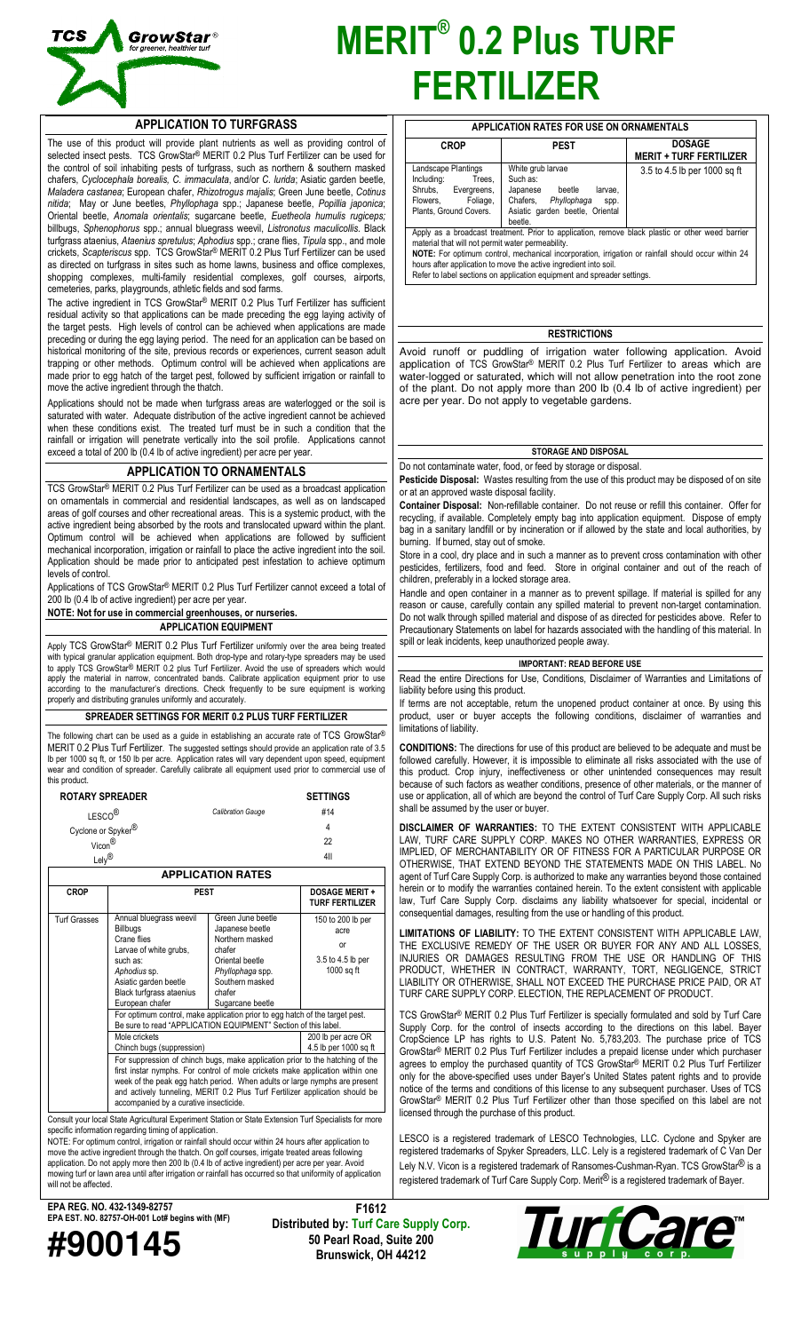# MERIT® 0.2 Plus TURF FERTILIZER

TCS GrowStar® for greener, healthier turf

## APPLICATION TO TURFGRASS

The use of this product will provide plant nutrients as well as providing control of selected insect pests. TCS GrowStar® MERIT 0.2 Plus Turf Fertilizer can be used for the control of soil inhabiting pests of turfgrass, such as northern & southern masked chafers, *Cyclocephala borealis, C. immaculata*, and/or *C. lurida*; Asiatic garden beetle, *Maladera castanea*; European chafer, *Rhizotrogus majalis*; Green June beetle, *Cotinus nitida*; May or June beetles, *Phyllophaga* spp.; Japanese beetle, *Popillia japonica*; Oriental beetle, *Anomala orientalis*; sugarcane beetle, *Eutheola humulis rugiceps;* billbugs, *Sphenophorus* spp.; annual bluegrass weevil, *Listronotus maculicollis*. Black turfgrass ataenius, *Ataenius spretulus*; *Aphodius* spp.; crane flies, *Tipula* spp., and mole crickets, *Scapteriscus* spp. TCS GrowStar® MERIT 0.2 Plus Turf Fertilizer can be used as directed on turfgrass in sites such as home lawns, business and office complexes, shopping complexes, multi-family residential complexes, golf courses, airports, cemeteries, parks, playgrounds, athletic fields and sod farms.

The active ingredient in TCS GrowStar® MERIT 0.2 Plus Turf Fertilizer has sufficient residual activity so that applications can be made preceding the egg laying activity of the target pests. High levels of control can be achieved when applications are made preceding or during the egg laying period. The need for an application can be based on historical monitoring of the site, previous records or experiences, current season adult trapping or other methods. Optimum control will be achieved when applications are made prior to egg hatch of the target pest, followed by sufficient irrigation or rainfall to move the active ingredient through the thatch.

Applications should not be made when turfgrass areas are waterlogged or the soil is saturated with water. Adequate distribution of the active ingredient cannot be achieved when these conditions exist. The treated turf must be in such a condition that the rainfall or irrigation will penetrate vertically into the soil profile. Applications cannot exceed a total of 200 lb (0.4 lb of active ingredient) per acre per year.

## APPLICATION TO ORNAMENTALS

TCS GrowStar® MERIT 0.2 Plus Turf Fertilizer can be used as a broadcast application on ornamentals in commercial and residential landscapes, as well as on landscaped areas of golf courses and other recreational areas. This is a systemic product, with the active ingredient being absorbed by the roots and translocated upward within the plant. Optimum control will be achieved when applications are followed by sufficient mechanical incorporation, irrigation or rainfall to place the active ingredient into the soil. Application should be made prior to anticipated pest infestation to achieve optimum levels of control.

Applications of TCS GrowStar® MERIT 0.2 Plus Turf Fertilizer cannot exceed a total of 200 lb (0.4 lb of active ingredient) per acre per year.

**NOTE: Not for use in commercial greenhouses, or nurseries.**

### APPLICATION EQUIPMENT

Apply TCS GrowStar® MERIT 0.2 Plus Turf Fertilizer uniformly over the area being treated with typical granular application equipment. Both drop-type and rotary-type spreaders may be used to apply TCS GrowStar® MERIT 0.2 plus Turf Fertilizer. Avoid the use of spreaders which would apply the material in narrow, concentrated bands. Calibrate application equipment prior to use according to the manufacturer's directions. Check frequently to be sure equipment is working properly and distributing granules uniformly and accurately.

### SPREADER SETTINGS FOR MERIT 0.2 PLUS TURF FERTILIZER

The following chart can be used as a guide in establishing an accurate rate of TCS GrowStar® MERIT 0.2 Plus Turf Fertilizer. The suggested settings should provide an application rate of 3.5 lb per 1000 sq ft, or 150 lb per acre. Application rates will vary dependent upon speed, equipment wear and condition of spreader. Carefully calibrate all equipment used prior to commercial use of this product.

| ROTARY SPREADER | | SETTINGS |
|---|---|---|
| LESCO® | Calibration Gauge | #14 |
| Cyclone or Spyker® | | 4 |
| Vicon® | | 22 |
| Lely® | | 4II |

### APPLICATION RATES

| CROP | PEST | | DOSAGE MERIT + TURF FERTILIZER |
|---|---|---|---|
| Turf Grasses | Annual bluegrass weevil<br>Billbugs<br>Crane flies<br>Larvae of white grubs, such as:<br>*Aphodius* sp.<br>Asiatic garden beetle<br>Black turfgrass ataenius<br>European chafer | Green June beetle<br>Japanese beetle<br>Northern masked chafer<br>Oriental beetle<br>*Phyllophaga* spp.<br>Southern masked chafer<br>Sugarcane beetle | 150 to 200 lb per acre<br>or<br>3.5 to 4.5 lb per 1000 sq ft |
| | For optimum control, make application prior to egg hatch of the target pest. Be sure to read "APPLICATION EQUIPMENT" Section of this label. | | |
| | Mole crickets<br>Chinch bugs (suppression) | | 200 lb per acre OR 4.5 lb per 1000 sq ft |
| | For suppression of chinch bugs, make application prior to the hatching of the first instar nymphs. For control of mole crickets make application within one week of the peak egg hatch period. When adults or large nymphs are present and actively tunneling, MERIT 0.2 Plus Turf Fertilizer application should be accompanied by a curative insecticide. | | |

Consult your local State Agricultural Experiment Station or State Extension Turf Specialists for more specific information regarding timing of application.

NOTE: For optimum control, irrigation or rainfall should occur within 24 hours after application to move the active ingredient through the thatch. On golf courses, irrigate treated areas following application. Do not apply more then 200 lb (0.4 lb of active ingredient) per acre per year. Avoid mowing turf or lawn area until after irrigation or rainfall has occurred so that uniformity of application will not be affected.

### APPLICATION RATES FOR USE ON ORNAMENTALS

| CROP | PEST | DOSAGE MERIT + TURF FERTILIZER |
|---|---|---|
| Landscape Plantings Including: Trees, Shrubs, Evergreens, Flowers, Foliage, Plants, Ground Covers. | White grub larvae Such as: Japanese beetle larvae, Chafers, *Phyllophaga* spp. Asiatic garden beetle, Oriental beetle. | 3.5 to 4.5 lb per 1000 sq ft |

Apply as a broadcast treatment. Prior to application, remove black plastic or other weed barrier material that will not permit water permeability.

**NOTE:** For optimum control, mechanical incorporation, irrigation or rainfall should occur within 24 hours after application to move the active ingredient into soil.

Refer to label sections on application equipment and spreader settings.

### RESTRICTIONS

Avoid runoff or puddling of irrigation water following application. Avoid application of TCS GrowStar® MERIT 0.2 Plus Turf Fertilizer to areas which are water-logged or saturated, which will not allow penetration into the root zone of the plant. Do not apply more than 200 lb (0.4 lb of active ingredient) per acre per year. Do not apply to vegetable gardens.

### STORAGE AND DISPOSAL

Do not contaminate water, food, or feed by storage or disposal.

**Pesticide Disposal:** Wastes resulting from the use of this product may be disposed of on site or at an approved waste disposal facility.

**Container Disposal:** Non-refillable container. Do not reuse or refill this container. Offer for recycling, if available. Completely empty bag into application equipment. Dispose of empty bag in a sanitary landfill or by incineration or if allowed by the state and local authorities, by burning. If burned, stay out of smoke.

Store in a cool, dry place and in such a manner as to prevent cross contamination with other pesticides, fertilizers, food and feed. Store in original container and out of the reach of children, preferably in a locked storage area.

Handle and open container in a manner as to prevent spillage. If material is spilled for any reason or cause, carefully contain any spilled material to prevent non-target contamination. Do not walk through spilled material and dispose of as directed for pesticides above. Refer to Precautionary Statements on label for hazards associated with the handling of this material. In spill or leak incidents, keep unauthorized people away.

### IMPORTANT: READ BEFORE USE

Read the entire Directions for Use, Conditions, Disclaimer of Warranties and Limitations of liability before using this product.

If terms are not acceptable, return the unopened product container at once. By using this product, user or buyer accepts the following conditions, disclaimer of warranties and limitations of liability.

**CONDITIONS:** The directions for use of this product are believed to be adequate and must be followed carefully. However, it is impossible to eliminate all risks associated with the use of this product. Crop injury, ineffectiveness or other unintended consequences may result because of such factors as weather conditions, presence of other materials, or the manner of use or application, all of which are beyond the control of Turf Care Supply Corp. All such risks shall be assumed by the user or buyer.

**DISCLAIMER OF WARRANTIES:** TO THE EXTENT CONSISTENT WITH APPLICABLE LAW, TURF CARE SUPPLY CORP. MAKES NO OTHER WARRANTIES, EXPRESS OR IMPLIED, OF MERCHANTABILITY OR OF FITNESS FOR A PARTICULAR PURPOSE OR OTHERWISE, THAT EXTEND BEYOND THE STATEMENTS MADE ON THIS LABEL. No agent of Turf Care Supply Corp. is authorized to make any warranties beyond those contained herein or to modify the warranties contained herein. To the extent consistent with applicable law, Turf Care Supply Corp. disclaims any liability whatsoever for special, incidental or consequential damages, resulting from the use or handling of this product.

**LIMITATIONS OF LIABILITY:** TO THE EXTENT CONSISTENT WITH APPLICABLE LAW, THE EXCLUSIVE REMEDY OF THE USER OR BUYER FOR ANY AND ALL LOSSES, INJURIES OR DAMAGES RESULTING FROM THE USE OR HANDLING OF THIS PRODUCT, WHETHER IN CONTRACT, WARRANTY, TORT, NEGLIGENCE, STRICT LIABILITY OR OTHERWISE, SHALL NOT EXCEED THE PURCHASE PRICE PAID, OR AT TURF CARE SUPPLY CORP. ELECTION, THE REPLACEMENT OF PRODUCT.

TCS GrowStar® MERIT 0.2 Plus Turf Fertilizer is specially formulated and sold by Turf Care Supply Corp. for the control of insects according to the directions on this label. Bayer CropScience LP has rights to U.S. Patent No. 5,783,203. The purchase price of TCS GrowStar® MERIT 0.2 Plus Turf Fertilizer includes a prepaid license under which purchaser agrees to employ the purchased quantity of TCS GrowStar® MERIT 0.2 Plus Turf Fertilizer only for the above-specified uses under Bayer's United States patent rights and to provide notice of the terms and conditions of this license to any subsequent purchaser. Uses of TCS GrowStar® MERIT 0.2 Plus Turf Fertilizer other than those specified on this label are not licensed through the purchase of this product.

LESCO is a registered trademark of LESCO Technologies, LLC. Cyclone and Spyker are registered trademarks of Spyker Spreaders, LLC. Lely is a registered trademark of C Van Der Lely N.V. Vicon is a registered trademark of Ransomes-Cushman-Ryan. TCS GrowStar® is a registered trademark of Turf Care Supply Corp. Merit® is a registered trademark of Bayer.

EPA REG. NO. 432-1349-82757
EPA EST. NO. 82757-OH-001 Lot# begins with (MF)

**#900145**

F1612
**Distributed by: Turf Care Supply Corp.**
**50 Pearl Road, Suite 200**
**Brunswick, OH 44212**

TurfCare™ supply corp.